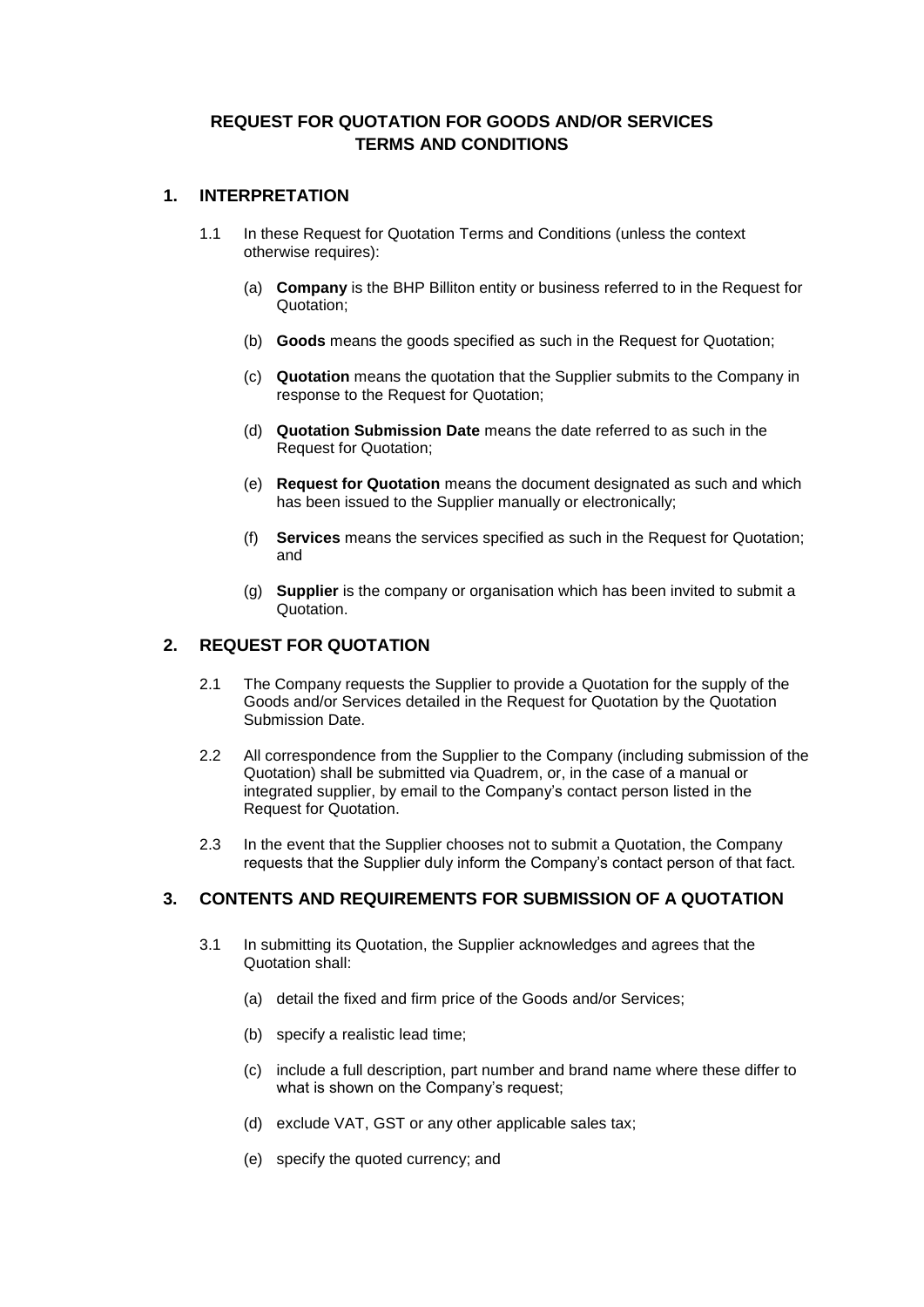# REQUEST FOR QUOTATION FOR GOODS AND/OR SERVICES TERMS AND CONDITIONS

## 1. INTERPRETATION

1.1 In these Request for Quotation Terms and Conditions (unless the context otherwise requires):

(a) **Company** is the BHP Billiton entity or business referred to in the Request for Quotation;

(b) **Goods** means the goods specified as such in the Request for Quotation;

(c) **Quotation** means the quotation that the Supplier submits to the Company in response to the Request for Quotation;

(d) **Quotation Submission Date** means the date referred to as such in the Request for Quotation;

(e) **Request for Quotation** means the document designated as such and which has been issued to the Supplier manually or electronically;

(f) **Services** means the services specified as such in the Request for Quotation; and

(g) **Supplier** is the company or organisation which has been invited to submit a Quotation.

## 2. REQUEST FOR QUOTATION

2.1 The Company requests the Supplier to provide a Quotation for the supply of the Goods and/or Services detailed in the Request for Quotation by the Quotation Submission Date.

2.2 All correspondence from the Supplier to the Company (including submission of the Quotation) shall be submitted via Quadrem, or, in the case of a manual or integrated supplier, by email to the Company's contact person listed in the Request for Quotation.

2.3 In the event that the Supplier chooses not to submit a Quotation, the Company requests that the Supplier duly inform the Company's contact person of that fact.

## 3. CONTENTS AND REQUIREMENTS FOR SUBMISSION OF A QUOTATION

3.1 In submitting its Quotation, the Supplier acknowledges and agrees that the Quotation shall:

(a) detail the fixed and firm price of the Goods and/or Services;

(b) specify a realistic lead time;

(c) include a full description, part number and brand name where these differ to what is shown on the Company's request;

(d) exclude VAT, GST or any other applicable sales tax;

(e) specify the quoted currency; and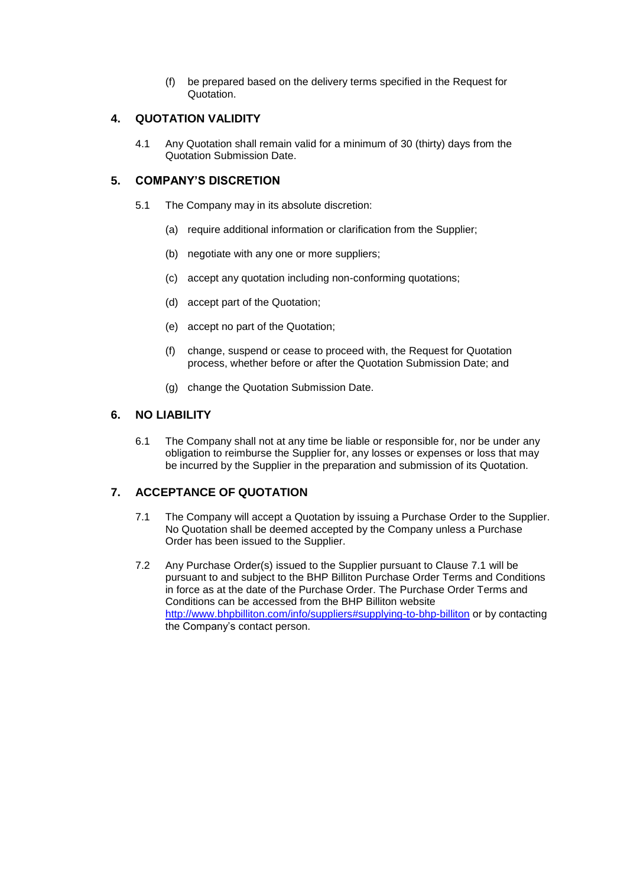(f) be prepared based on the delivery terms specified in the Request for Quotation.

## 4. QUOTATION VALIDITY

4.1 Any Quotation shall remain valid for a minimum of 30 (thirty) days from the Quotation Submission Date.

## 5. COMPANY'S DISCRETION

5.1 The Company may in its absolute discretion:

(a) require additional information or clarification from the Supplier;

(b) negotiate with any one or more suppliers;

(c) accept any quotation including non-conforming quotations;

(d) accept part of the Quotation;

(e) accept no part of the Quotation;

(f) change, suspend or cease to proceed with, the Request for Quotation process, whether before or after the Quotation Submission Date; and

(g) change the Quotation Submission Date.

## 6. NO LIABILITY

6.1 The Company shall not at any time be liable or responsible for, nor be under any obligation to reimburse the Supplier for, any losses or expenses or loss that may be incurred by the Supplier in the preparation and submission of its Quotation.

## 7. ACCEPTANCE OF QUOTATION

7.1 The Company will accept a Quotation by issuing a Purchase Order to the Supplier. No Quotation shall be deemed accepted by the Company unless a Purchase Order has been issued to the Supplier.

7.2 Any Purchase Order(s) issued to the Supplier pursuant to Clause 7.1 will be pursuant to and subject to the BHP Billiton Purchase Order Terms and Conditions in force as at the date of the Purchase Order. The Purchase Order Terms and Conditions can be accessed from the BHP Billiton website [http://www.bhpbilliton.com/info/suppliers#supplying-to-bhp-billiton](http://www.bhpbilliton.com/info/suppliers#supplying-to-bhp-billiton) or by contacting the Company's contact person.